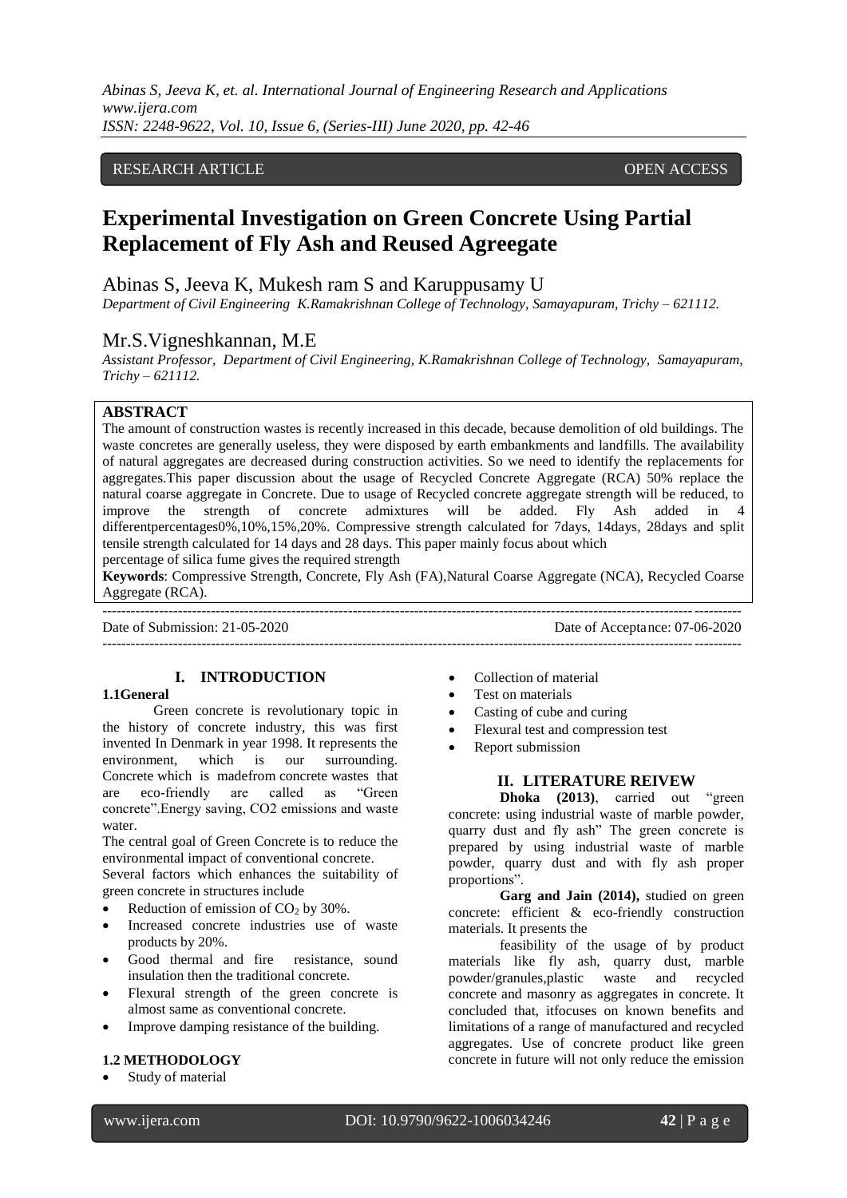RESEARCH ARTICLE OPEN ACCESS

# Experimental Investigation on Green Concrete Using Partial Replacement of Fly Ash and Reused Agreegate

Abinas S, Jeeva K, Mukesh ram S and Karuppusamy U

*Department of Civil Engineering K.Ramakrishnan College of Technology, Samayapuram, Trichy – 621112.*

Mr.S.Vigneshkannan, M.E

*Assistant Professor, Department of Civil Engineering, K.Ramakrishnan College of Technology, Samayapuram, Trichy – 621112.*

**ABSTRACT**

The amount of construction wastes is recently increased in this decade, because demolition of old buildings. The waste concretes are generally useless, they were disposed by earth embankments and landfills. The availability of natural aggregates are decreased during construction activities. So we need to identify the replacements for aggregates.This paper discussion about the usage of Recycled Concrete Aggregate (RCA) 50% replace the natural coarse aggregate in Concrete. Due to usage of Recycled concrete aggregate strength will be reduced, to improve the strength of concrete admixtures will be added. Fly Ash added in 4 differentpercentages0%,10%,15%,20%. Compressive strength calculated for 7days, 14days, 28days and split tensile strength calculated for 14 days and 28 days. This paper mainly focus about which percentage of silica fume gives the required strength

**Keywords**: Compressive Strength, Concrete, Fly Ash (FA),Natural Coarse Aggregate (NCA), Recycled Coarse Aggregate (RCA).

---

Date of Submission: 21-05-2020 Date of Acceptance: 07-06-2020

---

## I. INTRODUCTION

### 1.1General

Green concrete is revolutionary topic in the history of concrete industry, this was first invented In Denmark in year 1998. It represents the environment, which is our surrounding. Concrete which is madefrom concrete wastes that are eco-friendly are called as "Green concrete".Energy saving, CO2 emissions and waste water.

The central goal of Green Concrete is to reduce the environmental impact of conventional concrete.

Several factors which enhances the suitability of green concrete in structures include

- Reduction of emission of $CO_2$ by 30%.
- Increased concrete industries use of waste products by 20%.
- Good thermal and fire resistance, sound insulation then the traditional concrete.
- Flexural strength of the green concrete is almost same as conventional concrete.
- Improve damping resistance of the building.

### 1.2 METHODOLOGY

- Study of material
- Collection of material
- Test on materials
- Casting of cube and curing
- Flexural test and compression test
- Report submission

## II. LITERATURE REIVEW

**Dhoka (2013)**, carried out "green concrete: using industrial waste of marble powder, quarry dust and fly ash" The green concrete is prepared by using industrial waste of marble powder, quarry dust and with fly ash proper proportions".

**Garg and Jain (2014),** studied on green concrete: efficient & eco-friendly construction materials. It presents the

feasibility of the usage of by product materials like fly ash, quarry dust, marble powder/granules,plastic waste and recycled concrete and masonry as aggregates in concrete. It concluded that, itfocuses on known benefits and limitations of a range of manufactured and recycled aggregates. Use of concrete product like green concrete in future will not only reduce the emission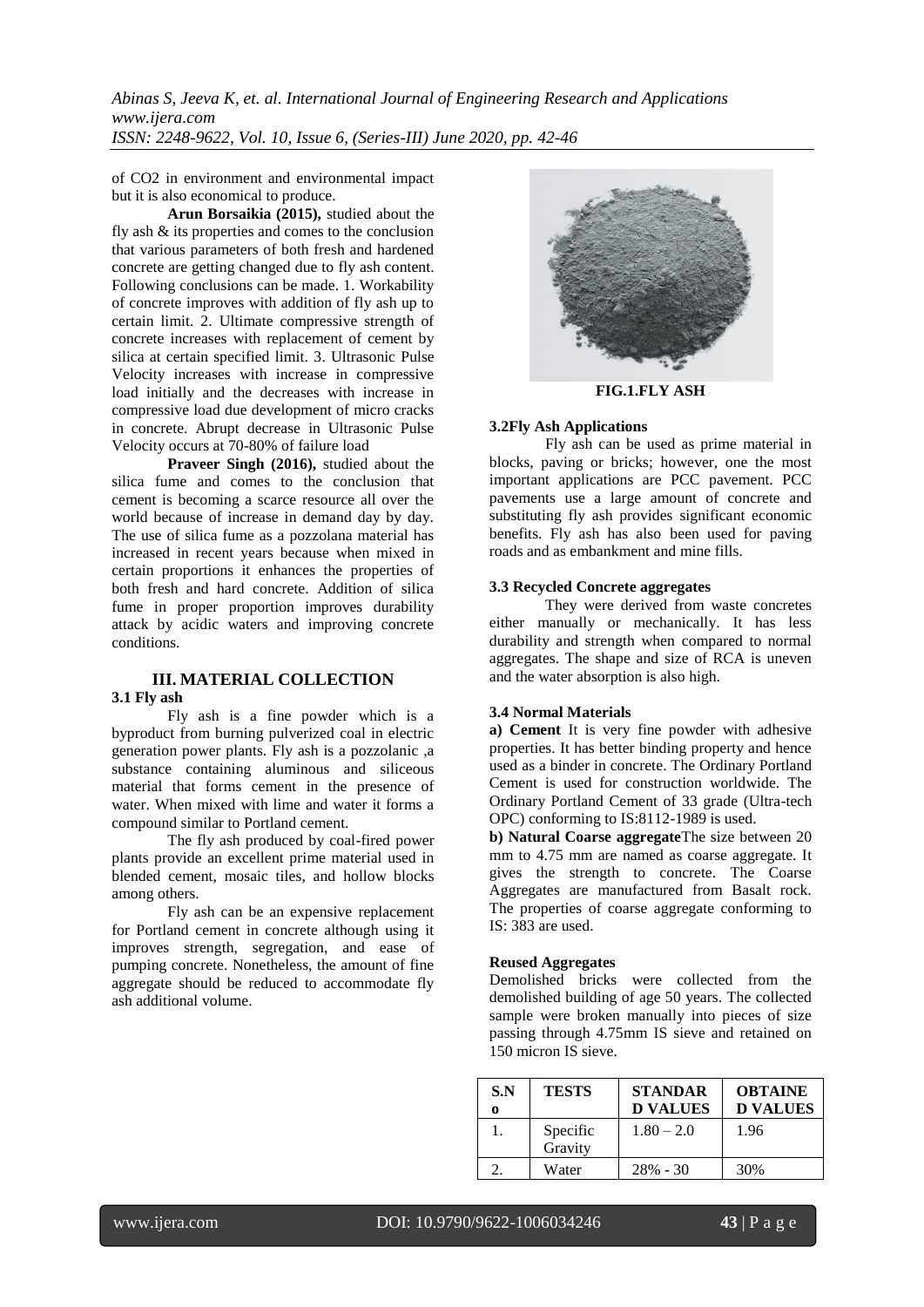of $CO_2$ in environment and environmental impact but it is also economical to produce.

**Arun Borsaikia (2015),** studied about the fly ash & its properties and comes to the conclusion that various parameters of both fresh and hardened concrete are getting changed due to fly ash content. Following conclusions can be made. 1. Workability of concrete improves with addition of fly ash up to certain limit. 2. Ultimate compressive strength of concrete increases with replacement of cement by silica at certain specified limit. 3. Ultrasonic Pulse Velocity increases with increase in compressive load initially and the decreases with increase in compressive load due development of micro cracks in concrete. Abrupt decrease in Ultrasonic Pulse Velocity occurs at 70-80% of failure load

**Praveer Singh (2016),** studied about the silica fume and comes to the conclusion that cement is becoming a scarce resource all over the world because of increase in demand day by day. The use of silica fume as a pozzolana material has increased in recent years because when mixed in certain proportions it enhances the properties of both fresh and hard concrete. Addition of silica fume in proper proportion improves durability attack by acidic waters and improving concrete conditions.

## III. MATERIAL COLLECTION

### 3.1 Fly ash

Fly ash is a fine powder which is a byproduct from burning pulverized coal in electric generation power plants. Fly ash is a pozzolanic ,a substance containing aluminous and siliceous material that forms cement in the presence of water. When mixed with lime and water it forms a compound similar to Portland cement.

The fly ash produced by coal-fired power plants provide an excellent prime material used in blended cement, mosaic tiles, and hollow blocks among others.

Fly ash can be an expensive replacement for Portland cement in concrete although using it improves strength, segregation, and ease of pumping concrete. Nonetheless, the amount of fine aggregate should be reduced to accommodate fly ash additional volume.

**FIG.1.FLY ASH**

### 3.2Fly Ash Applications

Fly ash can be used as prime material in blocks, paving or bricks; however, one the most important applications are PCC pavement. PCC pavements use a large amount of concrete and substituting fly ash provides significant economic benefits. Fly ash has also been used for paving roads and as embankment and mine fills.

### 3.3 Recycled Concrete aggregates

They were derived from waste concretes either manually or mechanically. It has less durability and strength when compared to normal aggregates. The shape and size of RCA is uneven and the water absorption is also high.

### 3.4 Normal Materials

**a) Cement** It is very fine powder with adhesive properties. It has better binding property and hence used as a binder in concrete. The Ordinary Portland Cement is used for construction worldwide. The Ordinary Portland Cement of 33 grade (Ultra-tech OPC) conforming to IS:8112-1989 is used.

**b) Natural Coarse aggregate**The size between 20 mm to 4.75 mm are named as coarse aggregate. It gives the strength to concrete. The Coarse Aggregates are manufactured from Basalt rock. The properties of coarse aggregate conforming to IS: 383 are used.

**Reused Aggregates**

Demolished bricks were collected from the demolished building of age 50 years. The collected sample were broken manually into pieces of size passing through 4.75mm IS sieve and retained on 150 micron IS sieve.

| S.No | TESTS | STANDARD VALUES | OBTAINED VALUES |
|---|---|---|---|
| 1. | Specific Gravity | 1.80 – 2.0 | 1.96 |
| 2. | Water | 28% - 30 | 30% |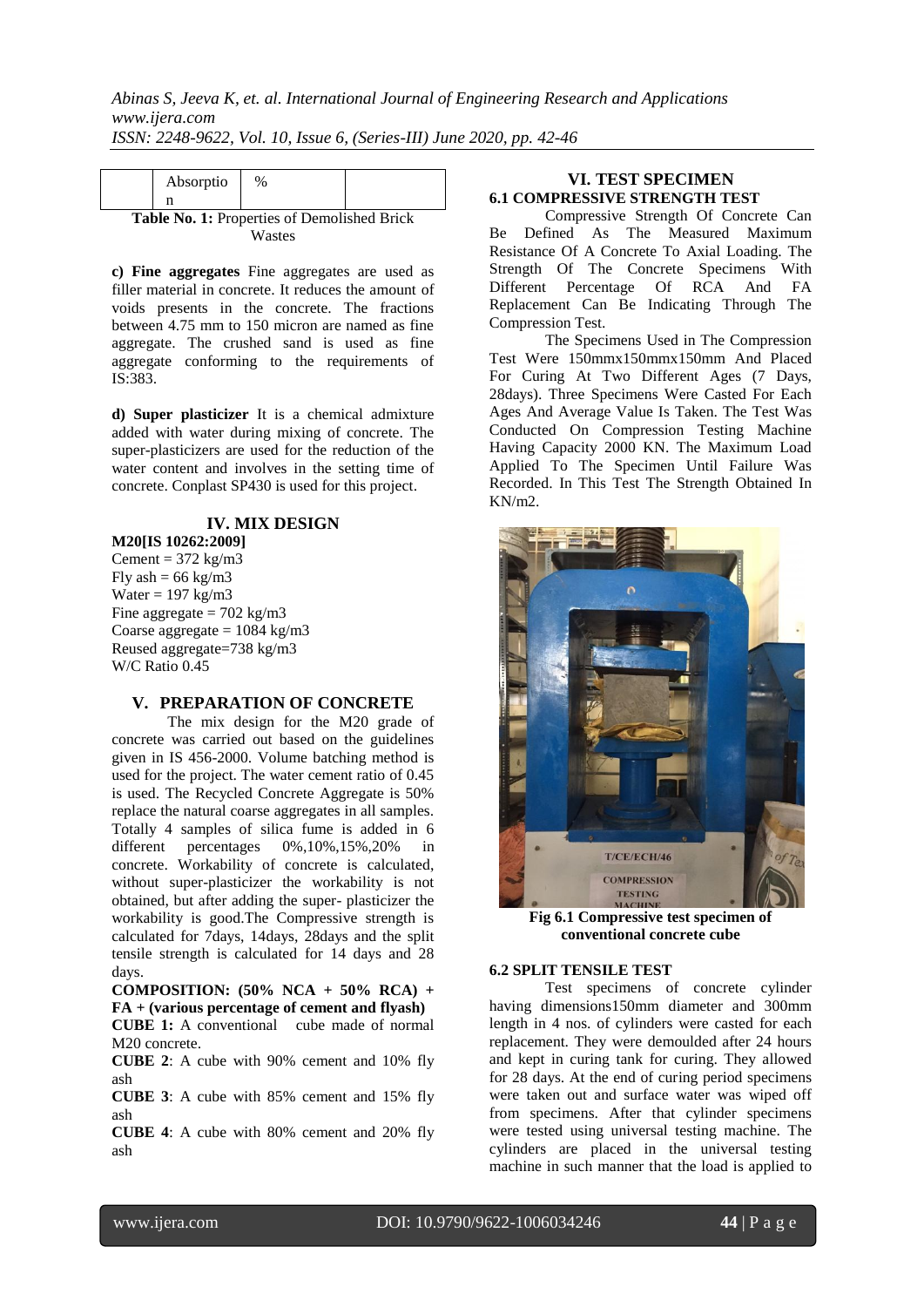|  | Absorption | % |  |
|---|---|---|---|

**Table No. 1:** Properties of Demolished Brick Wastes

**c) Fine aggregates** Fine aggregates are used as filler material in concrete. It reduces the amount of voids presents in the concrete. The fractions between 4.75 mm to 150 micron are named as fine aggregate. The crushed sand is used as fine aggregate conforming to the requirements of IS:383.

**d) Super plasticizer** It is a chemical admixture added with water during mixing of concrete. The super-plasticizers are used for the reduction of the water content and involves in the setting time of concrete. Conplast SP430 is used for this project.

## IV. MIX DESIGN

**M20[IS 10262:2009]**
Cement = 372 kg/m3
Fly ash = 66 kg/m3
Water = 197 kg/m3
Fine aggregate = 702 kg/m3
Coarse aggregate = 1084 kg/m3
Reused aggregate=738 kg/m3
W/C Ratio 0.45

## V. PREPARATION OF CONCRETE

The mix design for the M20 grade of concrete was carried out based on the guidelines given in IS 456-2000. Volume batching method is used for the project. The water cement ratio of 0.45 is used. The Recycled Concrete Aggregate is 50% replace the natural coarse aggregates in all samples. Totally 4 samples of silica fume is added in 6 different percentages 0%,10%,15%,20% in concrete. Workability of concrete is calculated, without super-plasticizer the workability is not obtained, but after adding the super- plasticizer the workability is good.The Compressive strength is calculated for 7days, 14days, 28days and the split tensile strength is calculated for 14 days and 28 days.

**COMPOSITION: (50% NCA + 50% RCA) + FA + (various percentage of cement and flyash)**

**CUBE 1:** A conventional cube made of normal M20 concrete.

**CUBE 2**: A cube with 90% cement and 10% fly ash

**CUBE 3**: A cube with 85% cement and 15% fly ash

**CUBE 4**: A cube with 80% cement and 20% fly ash

## VI. TEST SPECIMEN

### 6.1 COMPRESSIVE STRENGTH TEST

Compressive Strength Of Concrete Can Be Defined As The Measured Maximum Resistance Of A Concrete To Axial Loading. The Strength Of The Concrete Specimens With Different Percentage Of RCA And FA Replacement Can Be Indicating Through The Compression Test.

The Specimens Used in The Compression Test Were 150mmx150mmx150mm And Placed For Curing At Two Different Ages (7 Days, 28days). Three Specimens Were Casted For Each Ages And Average Value Is Taken. The Test Was Conducted On Compression Testing Machine Having Capacity 2000 KN. The Maximum Load Applied To The Specimen Until Failure Was Recorded. In This Test The Strength Obtained In KN/m2.

**Fig 6.1 Compressive test specimen of conventional concrete cube**

### 6.2 SPLIT TENSILE TEST

Test specimens of concrete cylinder having dimensions150mm diameter and 300mm length in 4 nos. of cylinders were casted for each replacement. They were demoulded after 24 hours and kept in curing tank for curing. They allowed for 28 days. At the end of curing period specimens were taken out and surface water was wiped off from specimens. After that cylinder specimens were tested using universal testing machine. The cylinders are placed in the universal testing machine in such manner that the load is applied to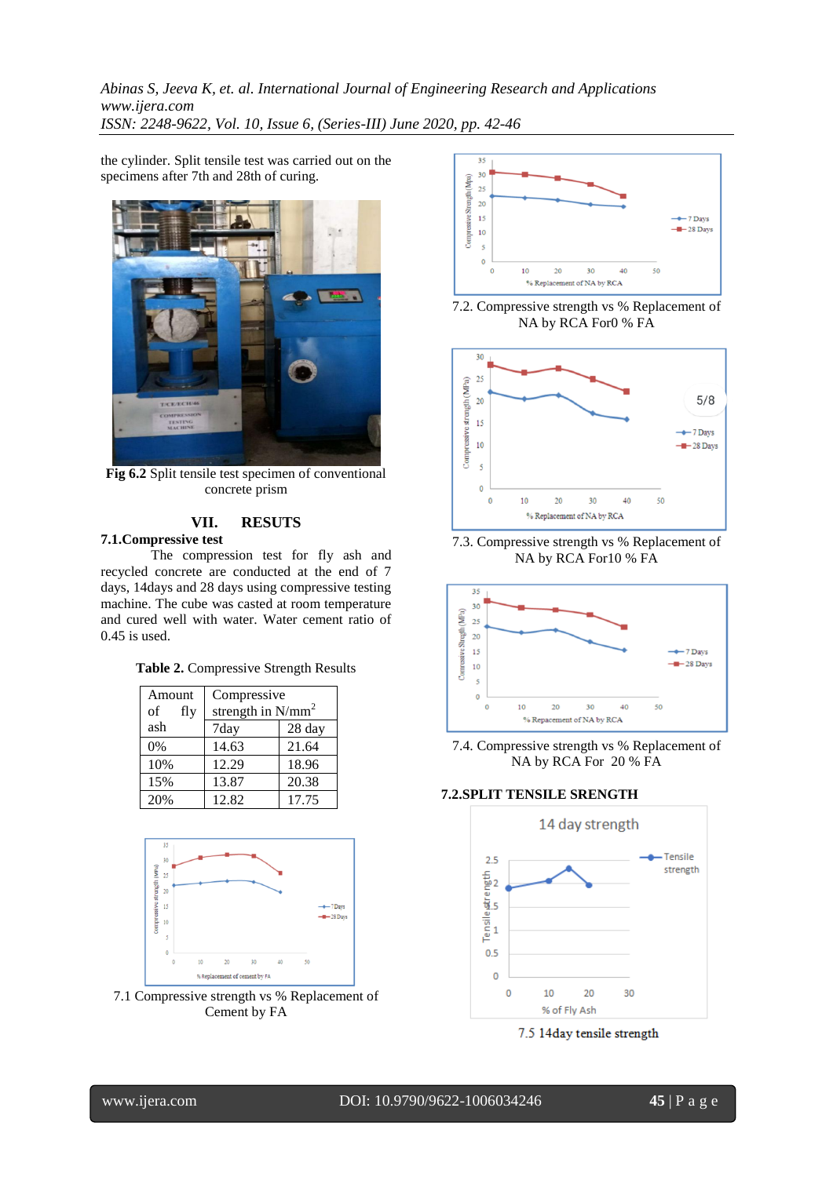the cylinder. Split tensile test was carried out on the specimens after 7th and 28th of curing.

**Fig 6.2** Split tensile test specimen of conventional concrete prism

## VII. RESUTS

### 7.1.Compressive test

The compression test for fly ash and recycled concrete are conducted at the end of 7 days, 14days and 28 days using compressive testing machine. The cube was casted at room temperature and cured well with water. Water cement ratio of 0.45 is used.

**Table 2.** Compressive Strength Results

| Amount of fly ash | Compressive strength in N/mm$^2$ | |
|---|---|---|
| | 7day | 28 day |
| 0% | 14.63 | 21.64 |
| 10% | 12.29 | 18.96 |
| 15% | 13.87 | 20.38 |
| 20% | 12.82 | 17.75 |

7.1 Compressive strength vs % Replacement of Cement by FA

7.2. Compressive strength vs % Replacement of NA by RCA For0 % FA

7.3. Compressive strength vs % Replacement of NA by RCA For10 % FA

7.4. Compressive strength vs % Replacement of NA by RCA For 20 % FA

### 7.2.SPLIT TENSILE SRENGTH

7.5 14day tensile strength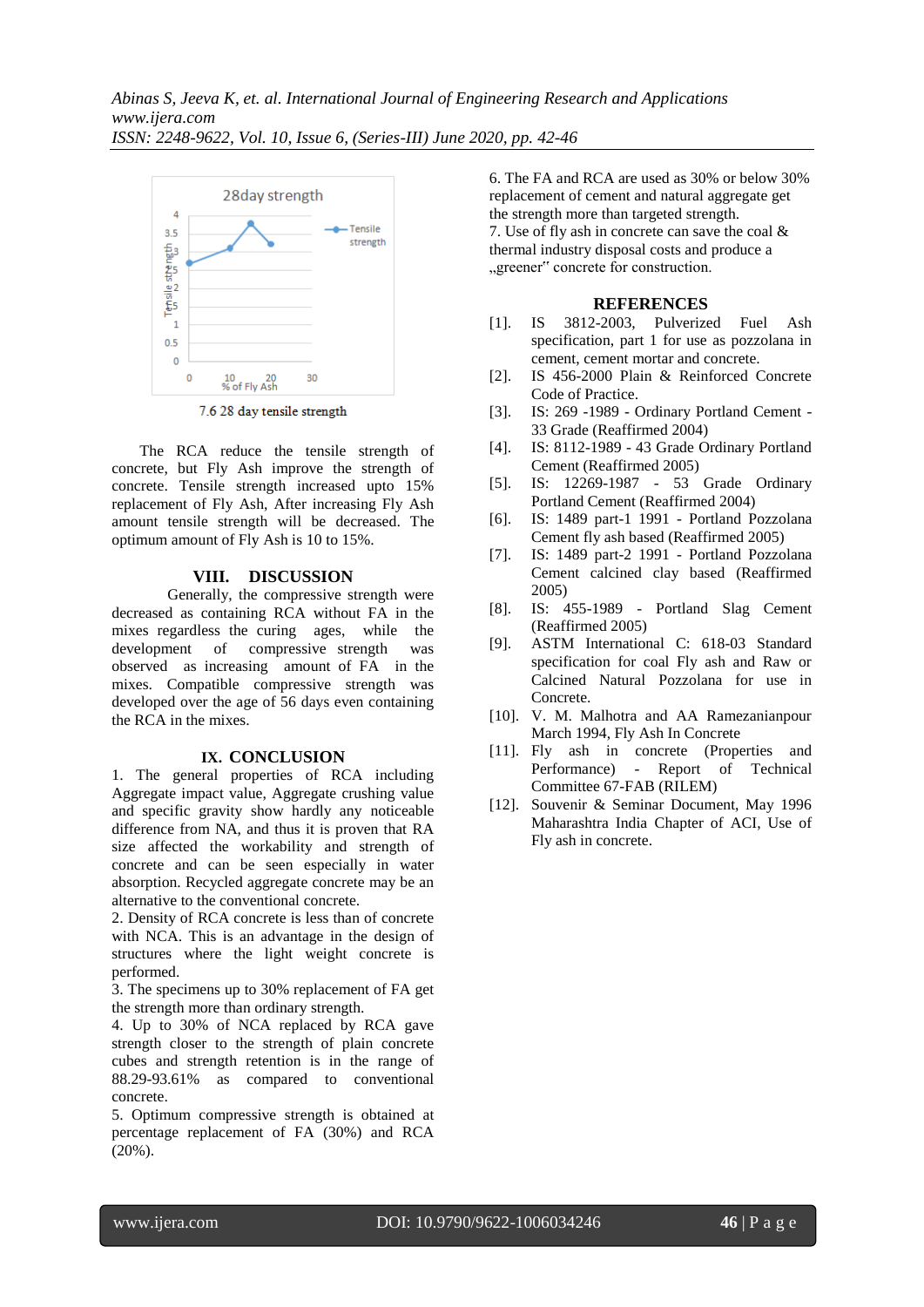28day strength

Tensile strength

4
3.5
3
2.5
2
1.5
1
0.5
0

0 10 20 30
% of Fly Ash

Tensile strength

7.6 28 day tensile strength

The RCA reduce the tensile strength of concrete, but Fly Ash improve the strength of concrete. Tensile strength increased upto 15% replacement of Fly Ash, After increasing Fly Ash amount tensile strength will be decreased. The optimum amount of Fly Ash is 10 to 15%.

## VIII. DISCUSSION

Generally, the compressive strength were decreased as containing RCA without FA in the mixes regardless the curing ages, while the development of compressive strength was observed as increasing amount of FA in the mixes. Compatible compressive strength was developed over the age of 56 days even containing the RCA in the mixes.

## IX. CONCLUSION

1. The general properties of RCA including Aggregate impact value, Aggregate crushing value and specific gravity show hardly any noticeable difference from NA, and thus it is proven that RA size affected the workability and strength of concrete and can be seen especially in water absorption. Recycled aggregate concrete may be an alternative to the conventional concrete.
2. Density of RCA concrete is less than of concrete with NCA. This is an advantage in the design of structures where the light weight concrete is performed.
3. The specimens up to 30% replacement of FA get the strength more than ordinary strength.
4. Up to 30% of NCA replaced by RCA gave strength closer to the strength of plain concrete cubes and strength retention is in the range of 88.29-93.61% as compared to conventional concrete.
5. Optimum compressive strength is obtained at percentage replacement of FA (30%) and RCA (20%).
6. The FA and RCA are used as 30% or below 30% replacement of cement and natural aggregate get the strength more than targeted strength.
7. Use of fly ash in concrete can save the coal & thermal industry disposal costs and produce a „greener" concrete for construction.

## REFERENCES

[1]. IS 3812-2003, Pulverized Fuel Ash specification, part 1 for use as pozzolana in cement, cement mortar and concrete.

[2]. IS 456-2000 Plain & Reinforced Concrete Code of Practice.

[3]. IS: 269 -1989 - Ordinary Portland Cement - 33 Grade (Reaffirmed 2004)

[4]. IS: 8112-1989 - 43 Grade Ordinary Portland Cement (Reaffirmed 2005)

[5]. IS: 12269-1987 - 53 Grade Ordinary Portland Cement (Reaffirmed 2004)

[6]. IS: 1489 part-1 1991 - Portland Pozzolana Cement fly ash based (Reaffirmed 2005)

[7]. IS: 1489 part-2 1991 - Portland Pozzolana Cement calcined clay based (Reaffirmed 2005)

[8]. IS: 455-1989 - Portland Slag Cement (Reaffirmed 2005)

[9]. ASTM International C: 618-03 Standard specification for coal Fly ash and Raw or Calcined Natural Pozzolana for use in Concrete.

[10]. V. M. Malhotra and AA Ramezanianpour March 1994, Fly Ash In Concrete

[11]. Fly ash in concrete (Properties and Performance) - Report of Technical Committee 67-FAB (RILEM)

[12]. Souvenir & Seminar Document, May 1996 Maharashtra India Chapter of ACI, Use of Fly ash in concrete.